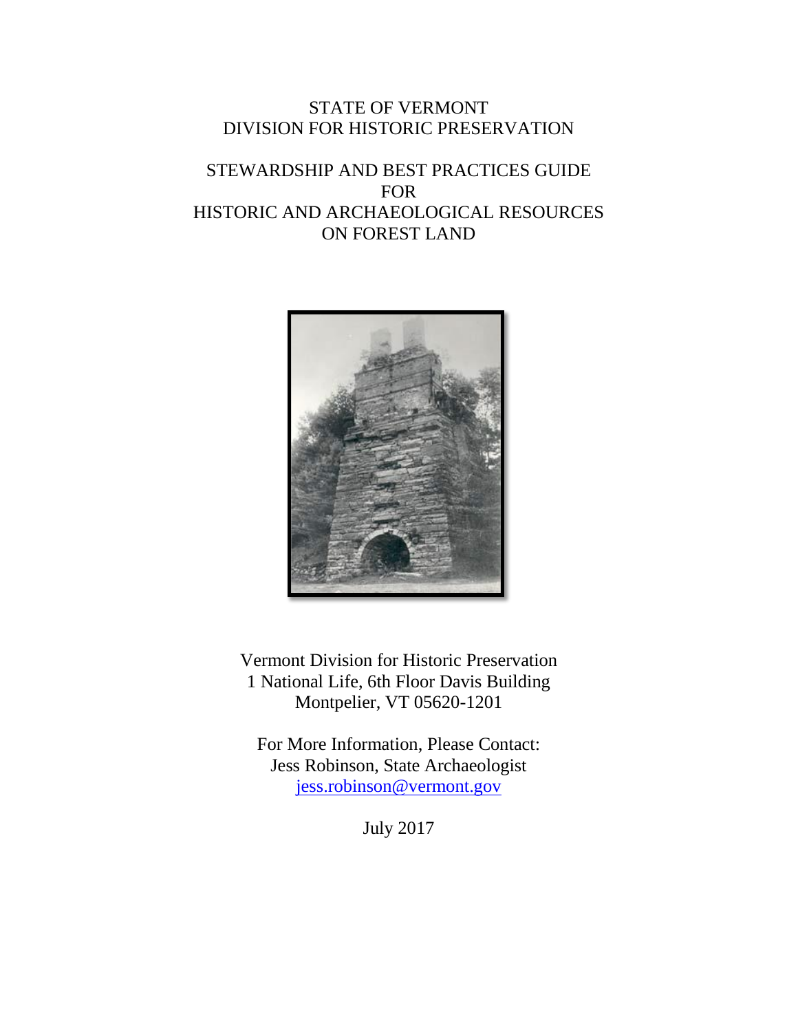# STATE OF VERMONT
# DIVISION FOR HISTORIC PRESERVATION

## STEWARDSHIP AND BEST PRACTICES GUIDE FOR HISTORIC AND ARCHAEOLOGICAL RESOURCES ON FOREST LAND

Vermont Division for Historic Preservation
1 National Life, 6th Floor Davis Building
Montpelier, VT 05620-1201

For More Information, Please Contact:
Jess Robinson, State Archaeologist
jess.robinson@vermont.gov

July 2017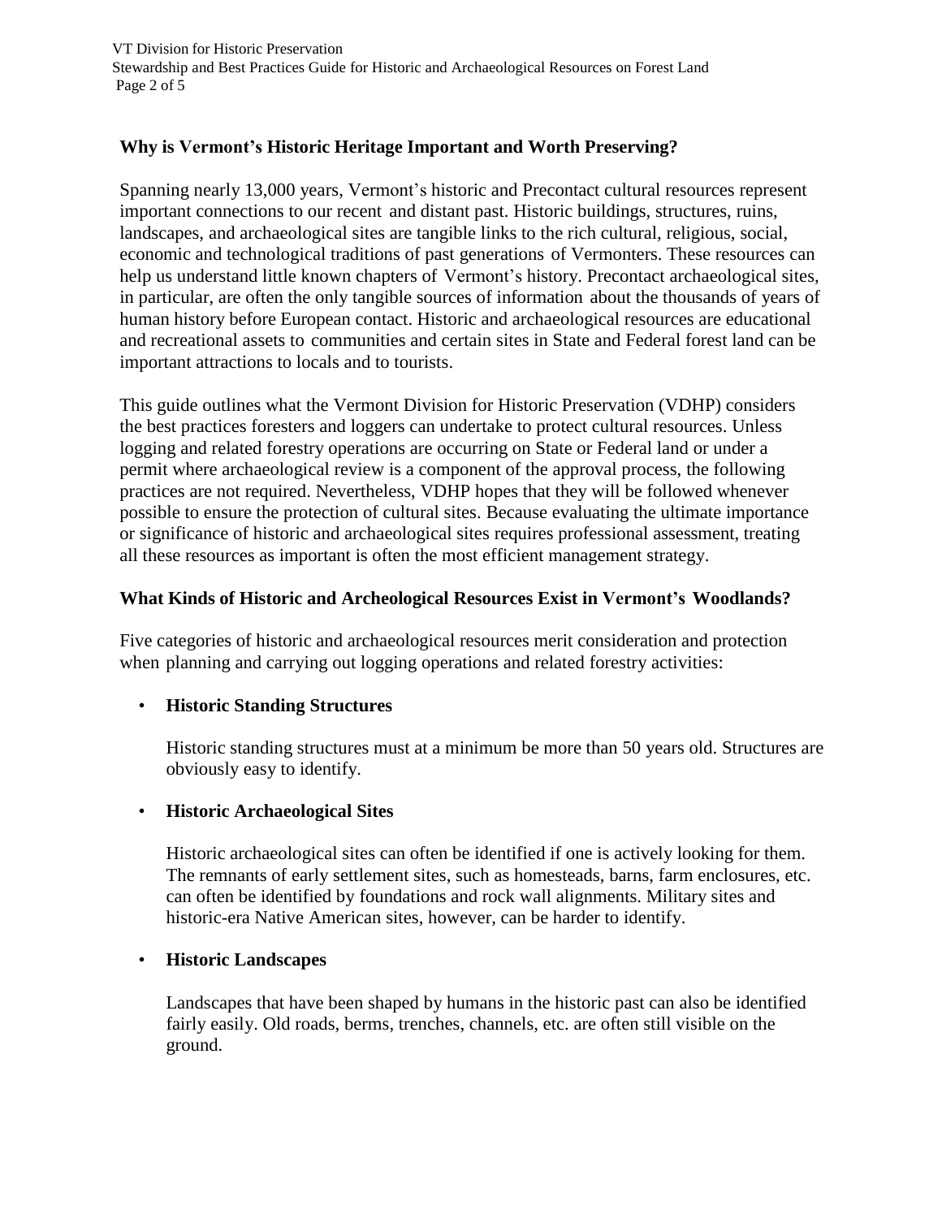## Why is Vermont's Historic Heritage Important and Worth Preserving?

Spanning nearly 13,000 years, Vermont's historic and Precontact cultural resources represent important connections to our recent and distant past. Historic buildings, structures, ruins, landscapes, and archaeological sites are tangible links to the rich cultural, religious, social, economic and technological traditions of past generations of Vermonters. These resources can help us understand little known chapters of Vermont's history. Precontact archaeological sites, in particular, are often the only tangible sources of information about the thousands of years of human history before European contact. Historic and archaeological resources are educational and recreational assets to communities and certain sites in State and Federal forest land can be important attractions to locals and to tourists.

This guide outlines what the Vermont Division for Historic Preservation (VDHP) considers the best practices foresters and loggers can undertake to protect cultural resources. Unless logging and related forestry operations are occurring on State or Federal land or under a permit where archaeological review is a component of the approval process, the following practices are not required. Nevertheless, VDHP hopes that they will be followed whenever possible to ensure the protection of cultural sites. Because evaluating the ultimate importance or significance of historic and archaeological sites requires professional assessment, treating all these resources as important is often the most efficient management strategy.

## What Kinds of Historic and Archeological Resources Exist in Vermont's Woodlands?

Five categories of historic and archaeological resources merit consideration and protection when planning and carrying out logging operations and related forestry activities:

- **Historic Standing Structures**

  Historic standing structures must at a minimum be more than 50 years old. Structures are obviously easy to identify.

- **Historic Archaeological Sites**

  Historic archaeological sites can often be identified if one is actively looking for them. The remnants of early settlement sites, such as homesteads, barns, farm enclosures, etc. can often be identified by foundations and rock wall alignments. Military sites and historic-era Native American sites, however, can be harder to identify.

- **Historic Landscapes**

  Landscapes that have been shaped by humans in the historic past can also be identified fairly easily. Old roads, berms, trenches, channels, etc. are often still visible on the ground.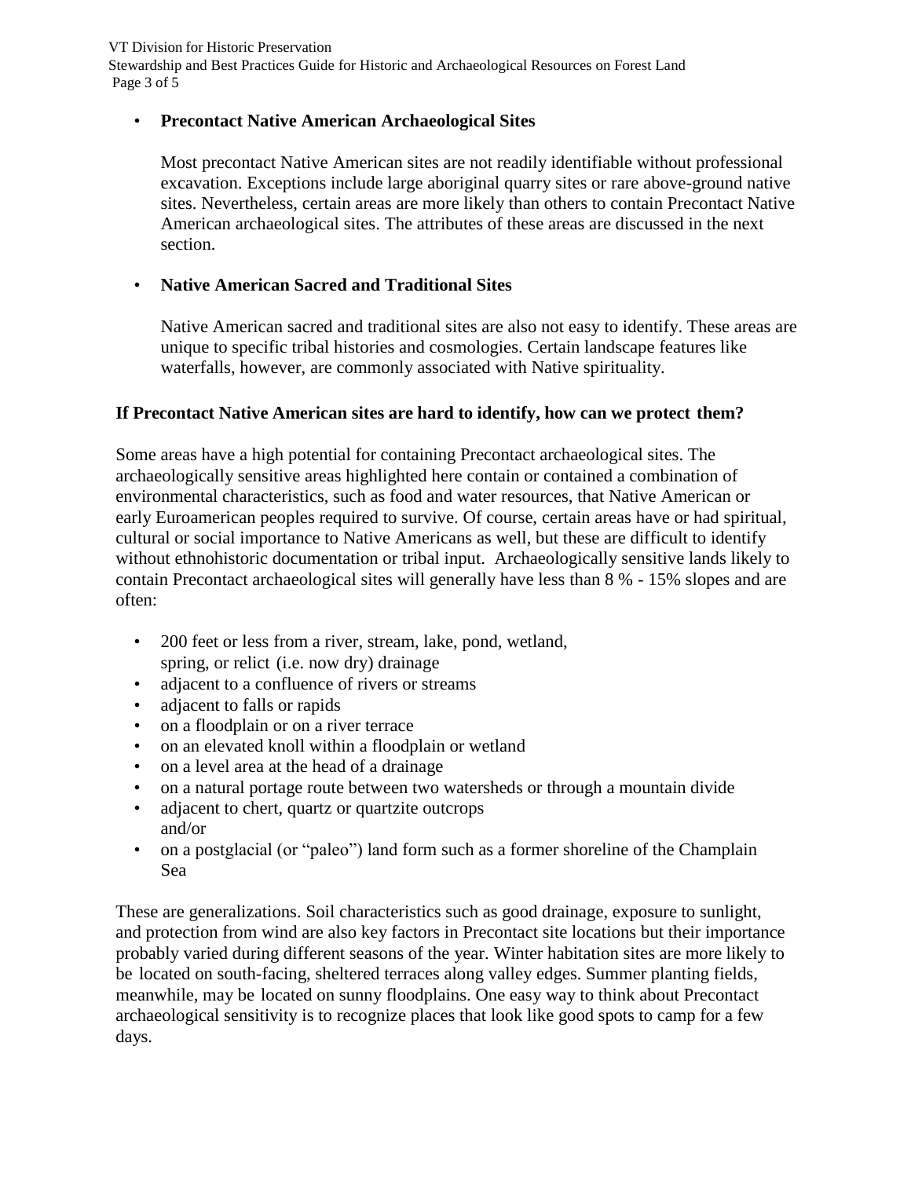- **Precontact Native American Archaeological Sites**

  Most precontact Native American sites are not readily identifiable without professional excavation. Exceptions include large aboriginal quarry sites or rare above-ground native sites. Nevertheless, certain areas are more likely than others to contain Precontact Native American archaeological sites. The attributes of these areas are discussed in the next section.

- **Native American Sacred and Traditional Sites**

  Native American sacred and traditional sites are also not easy to identify. These areas are unique to specific tribal histories and cosmologies. Certain landscape features like waterfalls, however, are commonly associated with Native spirituality.

**If Precontact Native American sites are hard to identify, how can we protect them?**

Some areas have a high potential for containing Precontact archaeological sites. The archaeologically sensitive areas highlighted here contain or contained a combination of environmental characteristics, such as food and water resources, that Native American or early Euroamerican peoples required to survive. Of course, certain areas have or had spiritual, cultural or social importance to Native Americans as well, but these are difficult to identify without ethnohistoric documentation or tribal input. Archaeologically sensitive lands likely to contain Precontact archaeological sites will generally have less than 8 % - 15% slopes and are often:

- 200 feet or less from a river, stream, lake, pond, wetland, spring, or relict (i.e. now dry) drainage
- adjacent to a confluence of rivers or streams
- adjacent to falls or rapids
- on a floodplain or on a river terrace
- on an elevated knoll within a floodplain or wetland
- on a level area at the head of a drainage
- on a natural portage route between two watersheds or through a mountain divide
- adjacent to chert, quartz or quartzite outcrops and/or
- on a postglacial (or "paleo") land form such as a former shoreline of the Champlain Sea

These are generalizations. Soil characteristics such as good drainage, exposure to sunlight, and protection from wind are also key factors in Precontact site locations but their importance probably varied during different seasons of the year. Winter habitation sites are more likely to be located on south-facing, sheltered terraces along valley edges. Summer planting fields, meanwhile, may be located on sunny floodplains. One easy way to think about Precontact archaeological sensitivity is to recognize places that look like good spots to camp for a few days.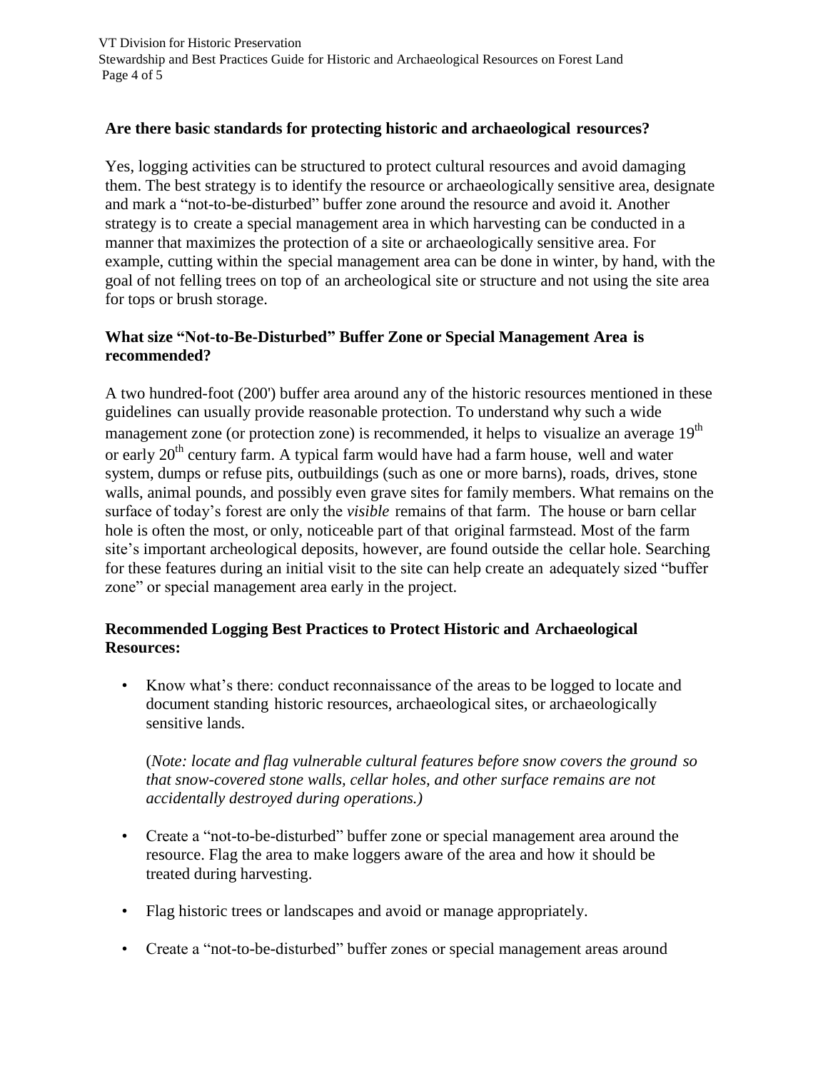**Are there basic standards for protecting historic and archaeological resources?**

Yes, logging activities can be structured to protect cultural resources and avoid damaging them. The best strategy is to identify the resource or archaeologically sensitive area, designate and mark a "not-to-be-disturbed" buffer zone around the resource and avoid it. Another strategy is to create a special management area in which harvesting can be conducted in a manner that maximizes the protection of a site or archaeologically sensitive area. For example, cutting within the special management area can be done in winter, by hand, with the goal of not felling trees on top of an archeological site or structure and not using the site area for tops or brush storage.

**What size "Not-to-Be-Disturbed" Buffer Zone or Special Management Area is recommended?**

A two hundred-foot (200') buffer area around any of the historic resources mentioned in these guidelines can usually provide reasonable protection. To understand why such a wide management zone (or protection zone) is recommended, it helps to visualize an average 19th or early 20th century farm. A typical farm would have had a farm house, well and water system, dumps or refuse pits, outbuildings (such as one or more barns), roads, drives, stone walls, animal pounds, and possibly even grave sites for family members. What remains on the surface of today's forest are only the *visible* remains of that farm. The house or barn cellar hole is often the most, or only, noticeable part of that original farmstead. Most of the farm site's important archeological deposits, however, are found outside the cellar hole. Searching for these features during an initial visit to the site can help create an adequately sized "buffer zone" or special management area early in the project.

**Recommended Logging Best Practices to Protect Historic and Archaeological Resources:**

- Know what's there: conduct reconnaissance of the areas to be logged to locate and document standing historic resources, archaeological sites, or archaeologically sensitive lands.

  (*Note: locate and flag vulnerable cultural features before snow covers the ground so that snow-covered stone walls, cellar holes, and other surface remains are not accidentally destroyed during operations.)*

- Create a "not-to-be-disturbed" buffer zone or special management area around the resource. Flag the area to make loggers aware of the area and how it should be treated during harvesting.

- Flag historic trees or landscapes and avoid or manage appropriately.

- Create a "not-to-be-disturbed" buffer zones or special management areas around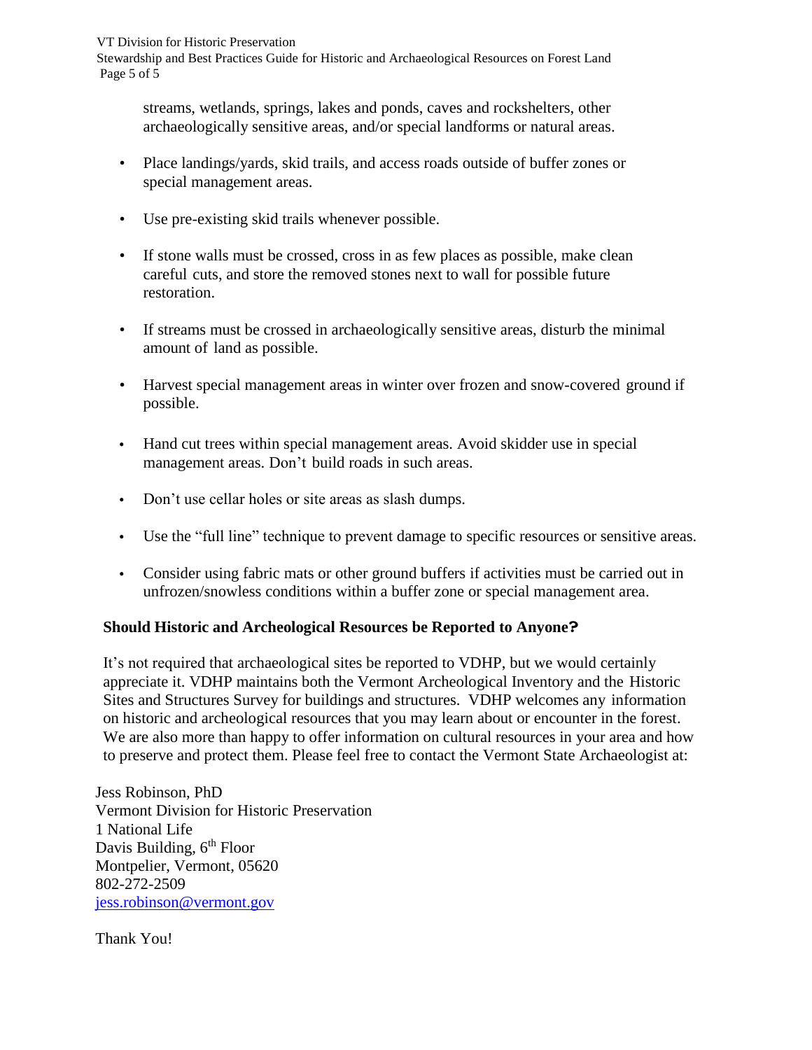streams, wetlands, springs, lakes and ponds, caves and rockshelters, other archaeologically sensitive areas, and/or special landforms or natural areas.

- Place landings/yards, skid trails, and access roads outside of buffer zones or special management areas.
- Use pre-existing skid trails whenever possible.
- If stone walls must be crossed, cross in as few places as possible, make clean careful cuts, and store the removed stones next to wall for possible future restoration.
- If streams must be crossed in archaeologically sensitive areas, disturb the minimal amount of land as possible.
- Harvest special management areas in winter over frozen and snow-covered ground if possible.
- Hand cut trees within special management areas. Avoid skidder use in special management areas. Don't build roads in such areas.
- Don't use cellar holes or site areas as slash dumps.
- Use the "full line" technique to prevent damage to specific resources or sensitive areas.
- Consider using fabric mats or other ground buffers if activities must be carried out in unfrozen/snowless conditions within a buffer zone or special management area.

### Should Historic and Archeological Resources be Reported to Anyone?

It's not required that archaeological sites be reported to VDHP, but we would certainly appreciate it. VDHP maintains both the Vermont Archeological Inventory and the Historic Sites and Structures Survey for buildings and structures. VDHP welcomes any information on historic and archeological resources that you may learn about or encounter in the forest. We are also more than happy to offer information on cultural resources in your area and how to preserve and protect them. Please feel free to contact the Vermont State Archaeologist at:

Jess Robinson, PhD
Vermont Division for Historic Preservation
1 National Life
Davis Building, 6th Floor
Montpelier, Vermont, 05620
802-272-2509
jess.robinson@vermont.gov

Thank You!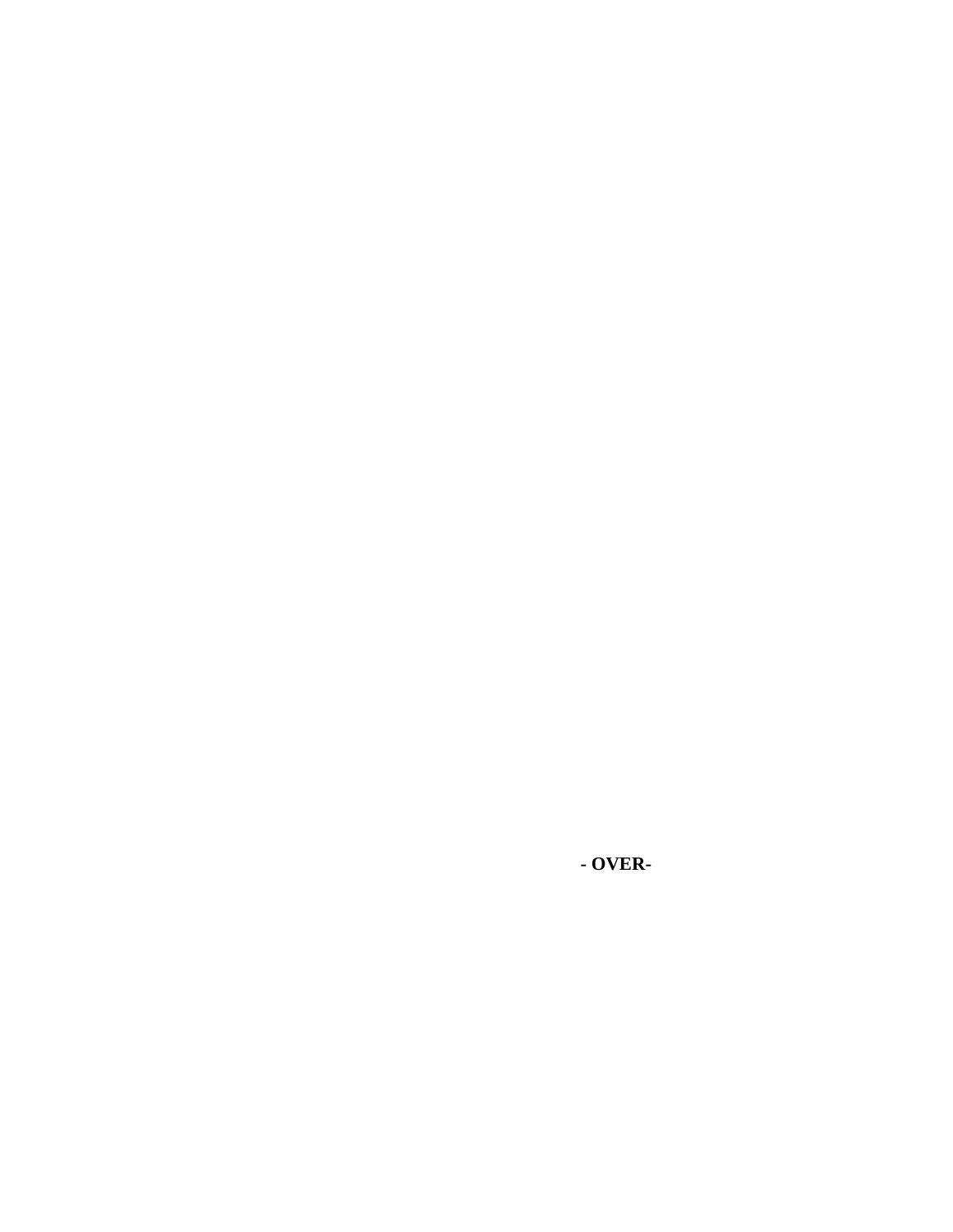**- OVER-**